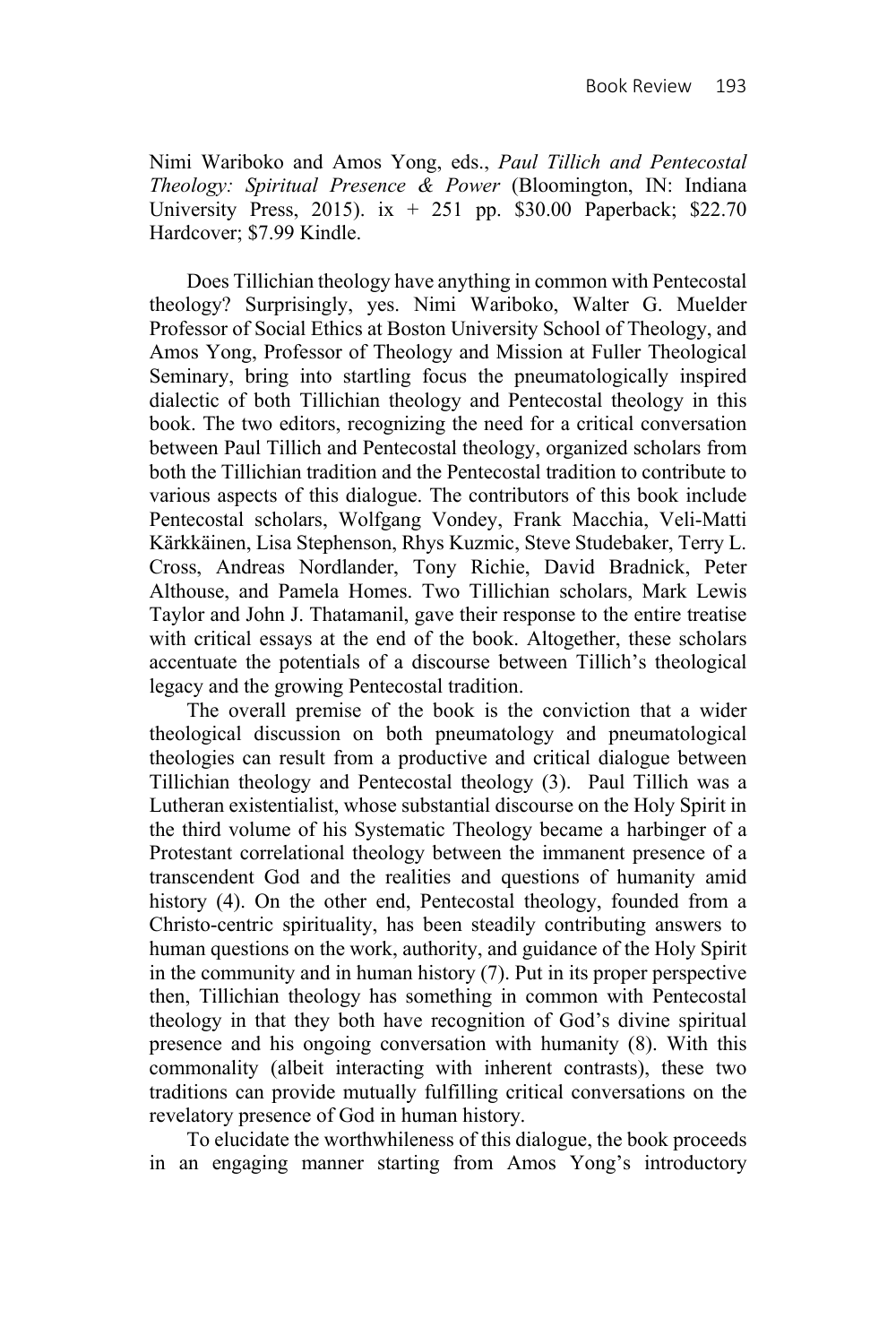Nimi Wariboko and Amos Yong, eds., *Paul Tillich and Pentecostal Theology: Spiritual Presence & Power* (Bloomington, IN: Indiana University Press, 2015). ix + 251 pp. $30.00 Paperback; $22.70 Hardcover; $7.99 Kindle.

Does Tillichian theology have anything in common with Pentecostal theology? Surprisingly, yes. Nimi Wariboko, Walter G. Muelder Professor of Social Ethics at Boston University School of Theology, and Amos Yong, Professor of Theology and Mission at Fuller Theological Seminary, bring into startling focus the pneumatologically inspired dialectic of both Tillichian theology and Pentecostal theology in this book. The two editors, recognizing the need for a critical conversation between Paul Tillich and Pentecostal theology, organized scholars from both the Tillichian tradition and the Pentecostal tradition to contribute to various aspects of this dialogue. The contributors of this book include Pentecostal scholars, Wolfgang Vondey, Frank Macchia, Veli-Matti Kärkkäinen, Lisa Stephenson, Rhys Kuzmic, Steve Studebaker, Terry L. Cross, Andreas Nordlander, Tony Richie, David Bradnick, Peter Althouse, and Pamela Homes. Two Tillichian scholars, Mark Lewis Taylor and John J. Thatamanil, gave their response to the entire treatise with critical essays at the end of the book. Altogether, these scholars accentuate the potentials of a discourse between Tillich's theological legacy and the growing Pentecostal tradition.

The overall premise of the book is the conviction that a wider theological discussion on both pneumatology and pneumatological theologies can result from a productive and critical dialogue between Tillichian theology and Pentecostal theology (3). Paul Tillich was a Lutheran existentialist, whose substantial discourse on the Holy Spirit in the third volume of his Systematic Theology became a harbinger of a Protestant correlational theology between the immanent presence of a transcendent God and the realities and questions of humanity amid history (4). On the other end, Pentecostal theology, founded from a Christo-centric spirituality, has been steadily contributing answers to human questions on the work, authority, and guidance of the Holy Spirit in the community and in human history (7). Put in its proper perspective then, Tillichian theology has something in common with Pentecostal theology in that they both have recognition of God's divine spiritual presence and his ongoing conversation with humanity (8). With this commonality (albeit interacting with inherent contrasts), these two traditions can provide mutually fulfilling critical conversations on the revelatory presence of God in human history.

To elucidate the worthwhileness of this dialogue, the book proceeds in an engaging manner starting from Amos Yong's introductory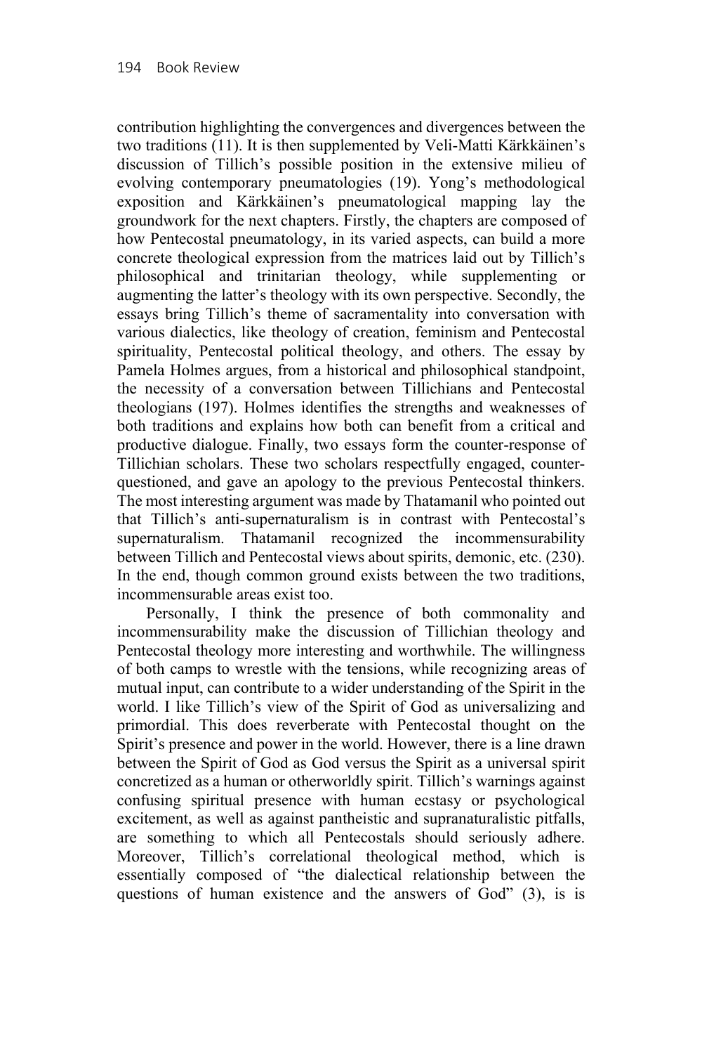contribution highlighting the convergences and divergences between the two traditions (11). It is then supplemented by Veli-Matti Kärkkäinen's discussion of Tillich's possible position in the extensive milieu of evolving contemporary pneumatologies (19). Yong's methodological exposition and Kärkkäinen's pneumatological mapping lay the groundwork for the next chapters. Firstly, the chapters are composed of how Pentecostal pneumatology, in its varied aspects, can build a more concrete theological expression from the matrices laid out by Tillich's philosophical and trinitarian theology, while supplementing or augmenting the latter's theology with its own perspective. Secondly, the essays bring Tillich's theme of sacramentality into conversation with various dialectics, like theology of creation, feminism and Pentecostal spirituality, Pentecostal political theology, and others. The essay by Pamela Holmes argues, from a historical and philosophical standpoint, the necessity of a conversation between Tillichians and Pentecostal theologians (197). Holmes identifies the strengths and weaknesses of both traditions and explains how both can benefit from a critical and productive dialogue. Finally, two essays form the counter-response of Tillichian scholars. These two scholars respectfully engaged, counter-questioned, and gave an apology to the previous Pentecostal thinkers. The most interesting argument was made by Thatamanil who pointed out that Tillich's anti-supernaturalism is in contrast with Pentecostal's supernaturalism. Thatamanil recognized the incommensurability between Tillich and Pentecostal views about spirits, demonic, etc. (230). In the end, though common ground exists between the two traditions, incommensurable areas exist too.

Personally, I think the presence of both commonality and incommensurability make the discussion of Tillichian theology and Pentecostal theology more interesting and worthwhile. The willingness of both camps to wrestle with the tensions, while recognizing areas of mutual input, can contribute to a wider understanding of the Spirit in the world. I like Tillich's view of the Spirit of God as universalizing and primordial. This does reverberate with Pentecostal thought on the Spirit's presence and power in the world. However, there is a line drawn between the Spirit of God as God versus the Spirit as a universal spirit concretized as a human or otherworldly spirit. Tillich's warnings against confusing spiritual presence with human ecstasy or psychological excitement, as well as against pantheistic and supranaturalistic pitfalls, are something to which all Pentecostals should seriously adhere. Moreover, Tillich's correlational theological method, which is essentially composed of "the dialectical relationship between the questions of human existence and the answers of God" (3), is is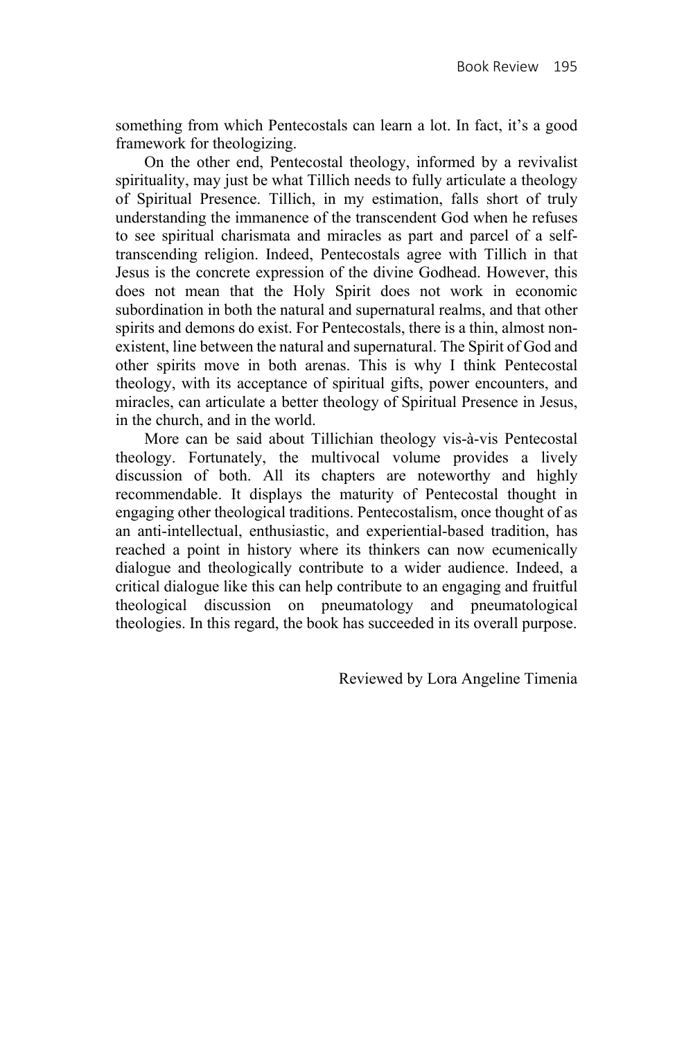something from which Pentecostals can learn a lot. In fact, it's a good framework for theologizing.

On the other end, Pentecostal theology, informed by a revivalist spirituality, may just be what Tillich needs to fully articulate a theology of Spiritual Presence. Tillich, in my estimation, falls short of truly understanding the immanence of the transcendent God when he refuses to see spiritual charismata and miracles as part and parcel of a self-transcending religion. Indeed, Pentecostals agree with Tillich in that Jesus is the concrete expression of the divine Godhead. However, this does not mean that the Holy Spirit does not work in economic subordination in both the natural and supernatural realms, and that other spirits and demons do exist. For Pentecostals, there is a thin, almost non-existent, line between the natural and supernatural. The Spirit of God and other spirits move in both arenas. This is why I think Pentecostal theology, with its acceptance of spiritual gifts, power encounters, and miracles, can articulate a better theology of Spiritual Presence in Jesus, in the church, and in the world.

More can be said about Tillichian theology vis-à-vis Pentecostal theology. Fortunately, the multivocal volume provides a lively discussion of both. All its chapters are noteworthy and highly recommendable. It displays the maturity of Pentecostal thought in engaging other theological traditions. Pentecostalism, once thought of as an anti-intellectual, enthusiastic, and experiential-based tradition, has reached a point in history where its thinkers can now ecumenically dialogue and theologically contribute to a wider audience. Indeed, a critical dialogue like this can help contribute to an engaging and fruitful theological discussion on pneumatology and pneumatological theologies. In this regard, the book has succeeded in its overall purpose.

Reviewed by Lora Angeline Timenia